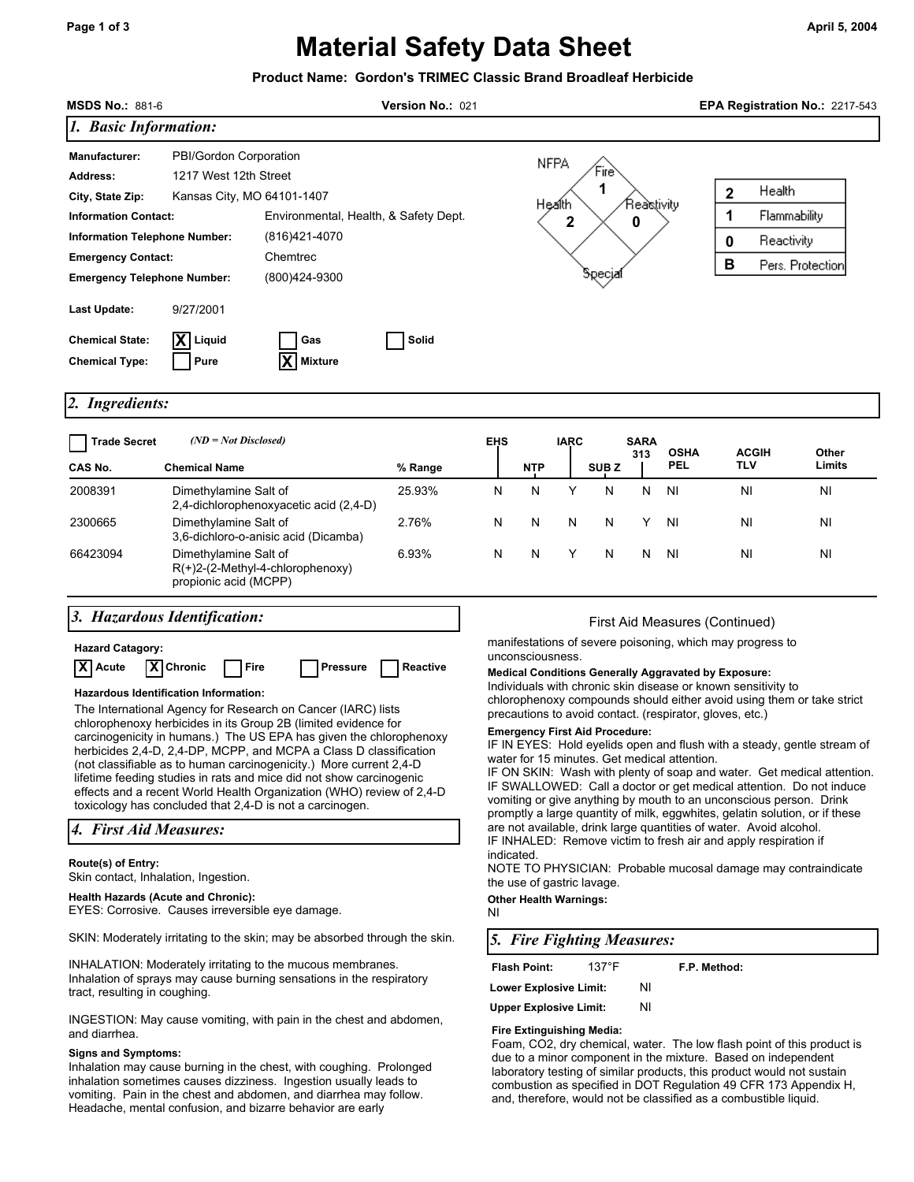April 5, 2004

# Material Safety Data Sheet

**Product Name: Gordon's TRIMEC Classic Brand Broadleaf Herbicide**

**MSDS No.:** 881-6 **Version No.:** 021 **EPA Registration No.:** 2217-543

## *1. Basic Information:*

**Manufacturer:** PBI/Gordon Corporation
**Address:** 1217 West 12th Street
**City, State Zip:** Kansas City, MO 64101-1407
**Information Contact:** Environmental, Health, & Safety Dept.
**Information Telephone Number:** (816)421-4070
**Emergency Contact:** Chemtrec
**Emergency Telephone Number:** (800)424-9300

**Last Update:** 9/27/2001

**Chemical State:** [X] Liquid [ ] Gas [ ] Solid
**Chemical Type:** [ ] Pure [X] Mixture

NFPA: Fire 1, Health 2, Reactivity 0, Special

| | |
|---|---|
| 2 | Health |
| 1 | Flammability |
| 0 | Reactivity |
| B | Pers. Protection |

## *2. Ingredients:*

[ ] Trade Secret *(ND = Not Disclosed)*

| CAS No. | Chemical Name | % Range | EHS | NTP | IARC | SUB Z | SARA 313 | OSHA PEL | ACGIH TLV | Other Limits |
|---|---|---|---|---|---|---|---|---|---|---|
| 2008391 | Dimethylamine Salt of 2,4-dichlorophenoxyacetic acid (2,4-D) | 25.93% | N | N | Y | N | N | NI | NI | NI |
| 2300665 | Dimethylamine Salt of 3,6-dichloro-o-anisic acid (Dicamba) | 2.76% | N | N | N | N | Y | NI | NI | NI |
| 66423094 | Dimethylamine Salt of R(+)2-(2-Methyl-4-chlorophenoxy) propionic acid (MCPP) | 6.93% | N | N | Y | N | N | NI | NI | NI |

## *3. Hazardous Identification:*

**Hazard Catagory:**
[X] Acute [X] Chronic [ ] Fire [ ] Pressure [ ] Reactive

**Hazardous Identification Information:**

The International Agency for Research on Cancer (IARC) lists chlorophenoxy herbicides in its Group 2B (limited evidence for carcinogenicity in humans.) The US EPA has given the chlorophenoxy herbicides 2,4-D, 2,4-DP, MCPP, and MCPA a Class D classification (not classifiable as to human carcinogenicity.) More current 2,4-D lifetime feeding studies in rats and mice did not show carcinogenic effects and a recent World Health Organization (WHO) review of 2,4-D toxicology has concluded that 2,4-D is not a carcinogen.

## *4. First Aid Measures:*

**Route(s) of Entry:**
Skin contact, Inhalation, Ingestion.

**Health Hazards (Acute and Chronic):**
EYES: Corrosive. Causes irreversible eye damage.

SKIN: Moderately irritating to the skin; may be absorbed through the skin.

INHALATION: Moderately irritating to the mucous membranes. Inhalation of sprays may cause burning sensations in the respiratory tract, resulting in coughing.

INGESTION: May cause vomiting, with pain in the chest and abdomen, and diarrhea.

**Signs and Symptoms:**
Inhalation may cause burning in the chest, with coughing. Prolonged inhalation sometimes causes dizziness. Ingestion usually leads to vomiting. Pain in the chest and abdomen, and diarrhea may follow. Headache, mental confusion, and bizarre behavior are early manifestations of severe poisoning, which may progress to unconsciousness.

**Medical Conditions Generally Aggravated by Exposure:**
Individuals with chronic skin disease or known sensitivity to chlorophenoxy compounds should either avoid using them or take strict precautions to avoid contact. (respirator, gloves, etc.)

**Emergency First Aid Procedure:**
IF IN EYES: Hold eyelids open and flush with a steady, gentle stream of water for 15 minutes. Get medical attention.
IF ON SKIN: Wash with plenty of soap and water. Get medical attention.
IF SWALLOWED: Call a doctor or get medical attention. Do not induce vomiting or give anything by mouth to an unconscious person. Drink promptly a large quantity of milk, eggwhites, gelatin solution, or if these are not available, drink large quantities of water. Avoid alcohol.
IF INHALED: Remove victim to fresh air and apply respiration if indicated.
NOTE TO PHYSICIAN: Probable mucosal damage may contraindicate the use of gastric lavage.

**Other Health Warnings:**
NI

## *5. Fire Fighting Measures:*

**Flash Point:** 137°F **F.P. Method:**

**Lower Explosive Limit:** NI

**Upper Explosive Limit:** NI

**Fire Extinguishing Media:**
Foam, CO2, dry chemical, water. The low flash point of this product is due to a minor component in the mixture. Based on independent laboratory testing of similar products, this product would not sustain combustion as specified in DOT Regulation 49 CFR 173 Appendix H, and, therefore, would not be classified as a combustible liquid.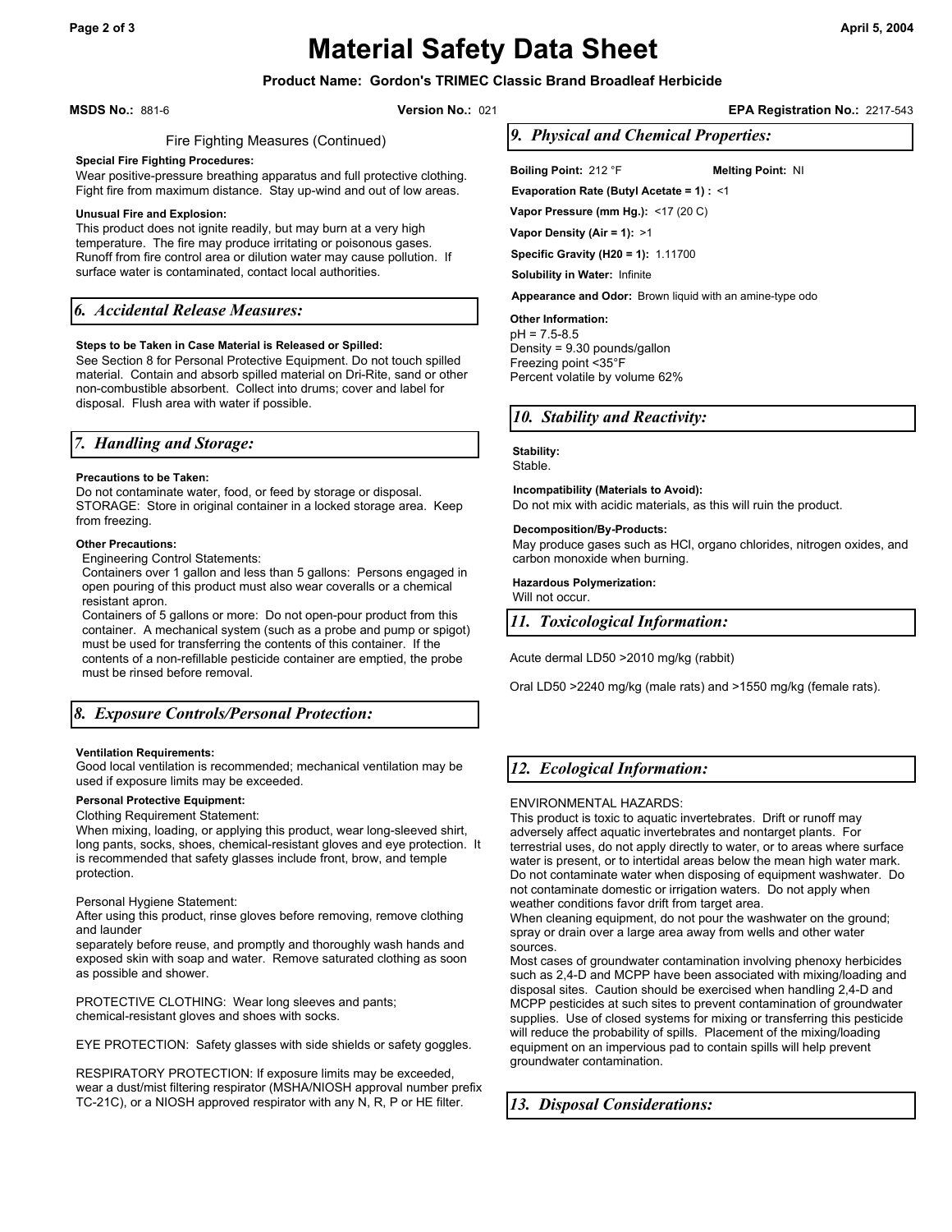# Material Safety Data Sheet

**Product Name: Gordon's TRIMEC Classic Brand Broadleaf Herbicide**

**MSDS No.:** 881-6 **Version No.:** 021 **EPA Registration No.:** 2217-543

Fire Fighting Measures (Continued)

**Special Fire Fighting Procedures:**
Wear positive-pressure breathing apparatus and full protective clothing. Fight fire from maximum distance. Stay up-wind and out of low areas.

**Unusual Fire and Explosion:**
This product does not ignite readily, but may burn at a very high temperature. The fire may produce irritating or poisonous gases. Runoff from fire control area or dilution water may cause pollution. If surface water is contaminated, contact local authorities.

## *6. Accidental Release Measures:*

**Steps to be Taken in Case Material is Released or Spilled:**
See Section 8 for Personal Protective Equipment. Do not touch spilled material. Contain and absorb spilled material on Dri-Rite, sand or other non-combustible absorbent. Collect into drums; cover and label for disposal. Flush area with water if possible.

## *7. Handling and Storage:*

**Precautions to be Taken:**
Do not contaminate water, food, or feed by storage or disposal.
STORAGE: Store in original container in a locked storage area. Keep from freezing.

**Other Precautions:**
Engineering Control Statements:
Containers over 1 gallon and less than 5 gallons: Persons engaged in open pouring of this product must also wear coveralls or a chemical resistant apron.
Containers of 5 gallons or more: Do not open-pour product from this container. A mechanical system (such as a probe and pump or spigot) must be used for transferring the contents of this container. If the contents of a non-refillable pesticide container are emptied, the probe must be rinsed before removal.

## *8. Exposure Controls/Personal Protection:*

**Ventilation Requirements:**
Good local ventilation is recommended; mechanical ventilation may be used if exposure limits may be exceeded.

**Personal Protective Equipment:**
Clothing Requirement Statement:
When mixing, loading, or applying this product, wear long-sleeved shirt, long pants, socks, shoes, chemical-resistant gloves and eye protection. It is recommended that safety glasses include front, brow, and temple protection.

Personal Hygiene Statement:
After using this product, rinse gloves before removing, remove clothing and launder
separately before reuse, and promptly and thoroughly wash hands and exposed skin with soap and water. Remove saturated clothing as soon as possible and shower.

PROTECTIVE CLOTHING: Wear long sleeves and pants; chemical-resistant gloves and shoes with socks.

EYE PROTECTION: Safety glasses with side shields or safety goggles.

RESPIRATORY PROTECTION: If exposure limits may be exceeded, wear a dust/mist filtering respirator (MSHA/NIOSH approval number prefix TC-21C), or a NIOSH approved respirator with any N, R, P or HE filter.

## *9. Physical and Chemical Properties:*

**Boiling Point:** 212 °F **Melting Point:** NI

**Evaporation Rate (Butyl Acetate = 1) :** <1

**Vapor Pressure (mm Hg.):** <17 (20 C)

**Vapor Density (Air = 1):** >1

**Specific Gravity (H20 = 1):** 1.11700

**Solubility in Water:** Infinite

**Appearance and Odor:** Brown liquid with an amine-type odo

**Other Information:**
pH = 7.5-8.5
Density = 9.30 pounds/gallon
Freezing point <35°F
Percent volatile by volume 62%

## *10. Stability and Reactivity:*

**Stability:**
Stable.

**Incompatibility (Materials to Avoid):**
Do not mix with acidic materials, as this will ruin the product.

**Decomposition/By-Products:**
May produce gases such as HCl, organo chlorides, nitrogen oxides, and carbon monoxide when burning.

**Hazardous Polymerization:**
Will not occur.

## *11. Toxicological Information:*

Acute dermal LD50 >2010 mg/kg (rabbit)

Oral LD50 >2240 mg/kg (male rats) and >1550 mg/kg (female rats).

## *12. Ecological Information:*

ENVIRONMENTAL HAZARDS:
This product is toxic to aquatic invertebrates. Drift or runoff may adversely affect aquatic invertebrates and nontarget plants. For terrestrial uses, do not apply directly to water, or to areas where surface water is present, or to intertidal areas below the mean high water mark. Do not contaminate water when disposing of equipment washwater. Do not contaminate domestic or irrigation waters. Do not apply when weather conditions favor drift from target area.
When cleaning equipment, do not pour the washwater on the ground; spray or drain over a large area away from wells and other water sources.
Most cases of groundwater contamination involving phenoxy herbicides such as 2,4-D and MCPP have been associated with mixing/loading and disposal sites. Caution should be exercised when handling 2,4-D and MCPP pesticides at such sites to prevent contamination of groundwater supplies. Use of closed systems for mixing or transferring this pesticide will reduce the probability of spills. Placement of the mixing/loading equipment on an impervious pad to contain spills will help prevent groundwater contamination.

## *13. Disposal Considerations:*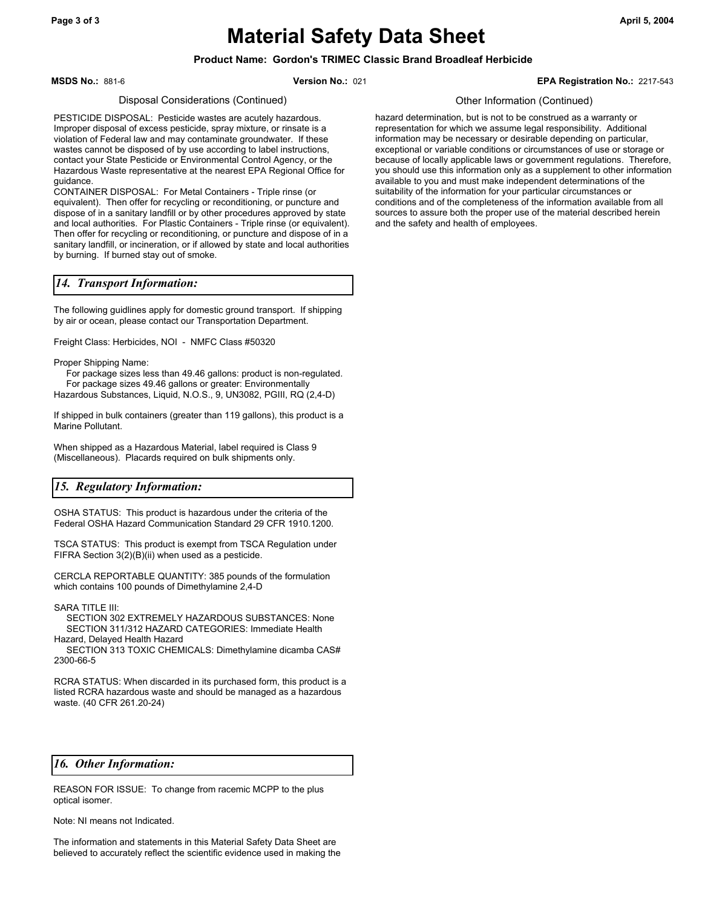# Material Safety Data Sheet

**Product Name: Gordon's TRIMEC Classic Brand Broadleaf Herbicide**

**MSDS No.:** 881-6 **Version No.:** 021 **EPA Registration No.:** 2217-543

Disposal Considerations (Continued)

PESTICIDE DISPOSAL: Pesticide wastes are acutely hazardous. Improper disposal of excess pesticide, spray mixture, or rinsate is a violation of Federal law and may contaminate groundwater. If these wastes cannot be disposed of by use according to label instructions, contact your State Pesticide or Environmental Control Agency, or the Hazardous Waste representative at the nearest EPA Regional Office for guidance.
CONTAINER DISPOSAL: For Metal Containers - Triple rinse (or equivalent). Then offer for recycling or reconditioning, or puncture and dispose of in a sanitary landfill or by other procedures approved by state and local authorities. For Plastic Containers - Triple rinse (or equivalent). Then offer for recycling or reconditioning, or puncture and dispose of in a sanitary landfill, or incineration, or if allowed by state and local authorities by burning. If burned stay out of smoke.

## *14. Transport Information:*

The following guidlines apply for domestic ground transport. If shipping by air or ocean, please contact our Transportation Department.

Freight Class: Herbicides, NOI - NMFC Class #50320

Proper Shipping Name:
For package sizes less than 49.46 gallons: product is non-regulated.
For package sizes 49.46 gallons or greater: Environmentally Hazardous Substances, Liquid, N.O.S., 9, UN3082, PGIII, RQ (2,4-D)

If shipped in bulk containers (greater than 119 gallons), this product is a Marine Pollutant.

When shipped as a Hazardous Material, label required is Class 9 (Miscellaneous). Placards required on bulk shipments only.

## *15. Regulatory Information:*

OSHA STATUS: This product is hazardous under the criteria of the Federal OSHA Hazard Communication Standard 29 CFR 1910.1200.

TSCA STATUS: This product is exempt from TSCA Regulation under FIFRA Section 3(2)(B)(ii) when used as a pesticide.

CERCLA REPORTABLE QUANTITY: 385 pounds of the formulation which contains 100 pounds of Dimethylamine 2,4-D

SARA TITLE III:
SECTION 302 EXTREMELY HAZARDOUS SUBSTANCES: None
SECTION 311/312 HAZARD CATEGORIES: Immediate Health Hazard, Delayed Health Hazard
SECTION 313 TOXIC CHEMICALS: Dimethylamine dicamba CAS# 2300-66-5

RCRA STATUS: When discarded in its purchased form, this product is a listed RCRA hazardous waste and should be managed as a hazardous waste. (40 CFR 261.20-24)

## *16. Other Information:*

REASON FOR ISSUE: To change from racemic MCPP to the plus optical isomer.

Note: NI means not Indicated.

The information and statements in this Material Safety Data Sheet are believed to accurately reflect the scientific evidence used in making the hazard determination, but is not to be construed as a warranty or representation for which we assume legal responsibility. Additional information may be necessary or desirable depending on particular, exceptional or variable conditions or circumstances of use or storage or because of locally applicable laws or government regulations. Therefore, you should use this information only as a supplement to other information available to you and must make independent determinations of the suitability of the information for your particular circumstances or conditions and of the completeness of the information available from all sources to assure both the proper use of the material described herein and the safety and health of employees.